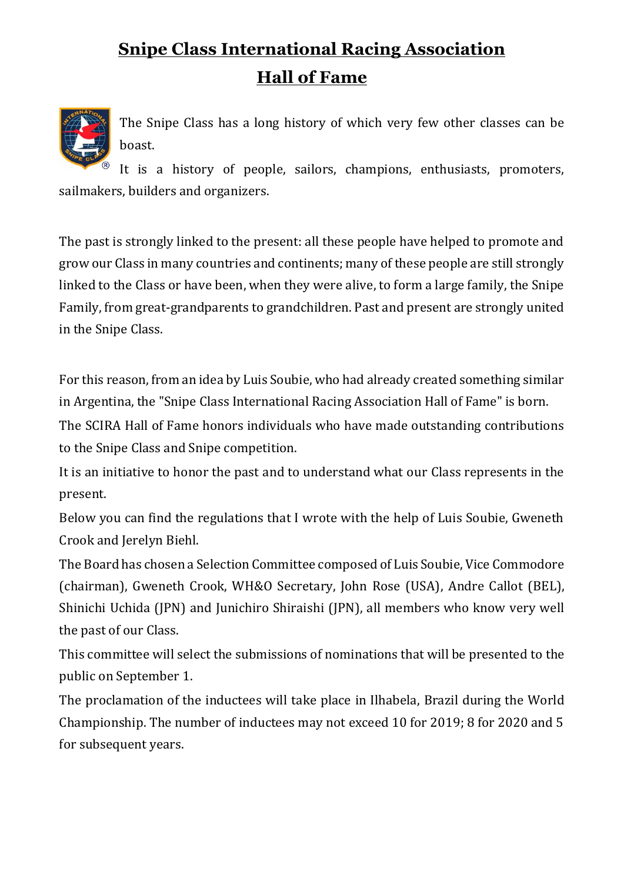# Snipe Class International Racing Association Hall of Fame

The Snipe Class has a long history of which very few other classes can be boast.

It is a history of people, sailors, champions, enthusiasts, promoters, sailmakers, builders and organizers.

The past is strongly linked to the present: all these people have helped to promote and grow our Class in many countries and continents; many of these people are still strongly linked to the Class or have been, when they were alive, to form a large family, the Snipe Family, from great-grandparents to grandchildren. Past and present are strongly united in the Snipe Class.

For this reason, from an idea by Luis Soubie, who had already created something similar in Argentina, the "Snipe Class International Racing Association Hall of Fame" is born.

The SCIRA Hall of Fame honors individuals who have made outstanding contributions to the Snipe Class and Snipe competition.

It is an initiative to honor the past and to understand what our Class represents in the present.

Below you can find the regulations that I wrote with the help of Luis Soubie, Gweneth Crook and Jerelyn Biehl.

The Board has chosen a Selection Committee composed of Luis Soubie, Vice Commodore (chairman), Gweneth Crook, WH&O Secretary, John Rose (USA), Andre Callot (BEL), Shinichi Uchida (JPN) and Junichiro Shiraishi (JPN), all members who know very well the past of our Class.

This committee will select the submissions of nominations that will be presented to the public on September 1.

The proclamation of the inductees will take place in Ilhabela, Brazil during the World Championship. The number of inductees may not exceed 10 for 2019; 8 for 2020 and 5 for subsequent years.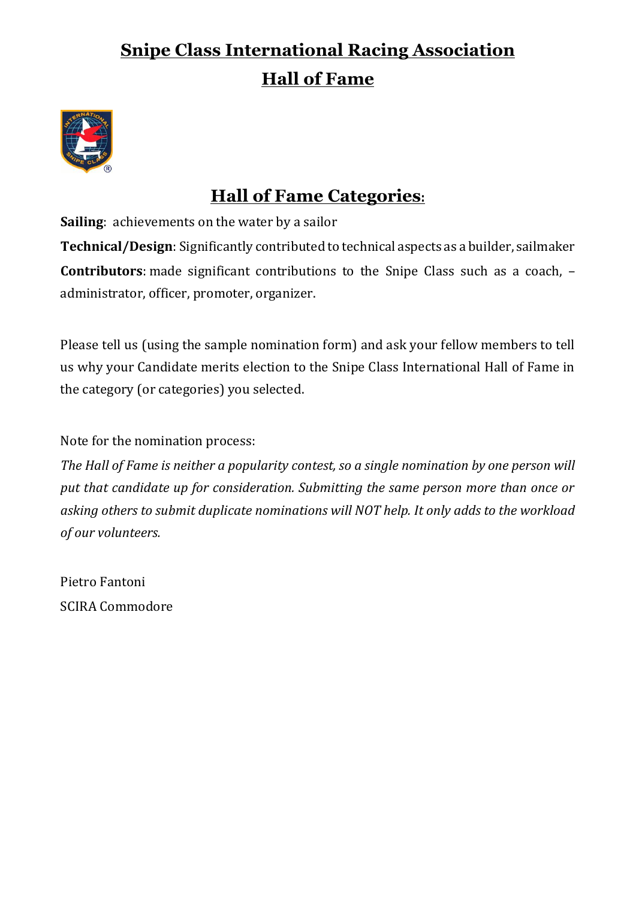# Snipe Class International Racing Association

# Hall of Fame

## Hall of Fame Categories:

**Sailing**: achievements on the water by a sailor

**Technical/Design**: Significantly contributed to technical aspects as a builder, sailmaker

**Contributors**: made significant contributions to the Snipe Class such as a coach, – administrator, officer, promoter, organizer.

Please tell us (using the sample nomination form) and ask your fellow members to tell us why your Candidate merits election to the Snipe Class International Hall of Fame in the category (or categories) you selected.

Note for the nomination process:

*The Hall of Fame is neither a popularity contest, so a single nomination by one person will put that candidate up for consideration. Submitting the same person more than once or asking others to submit duplicate nominations will NOT help. It only adds to the workload of our volunteers.*

Pietro Fantoni
SCIRA Commodore